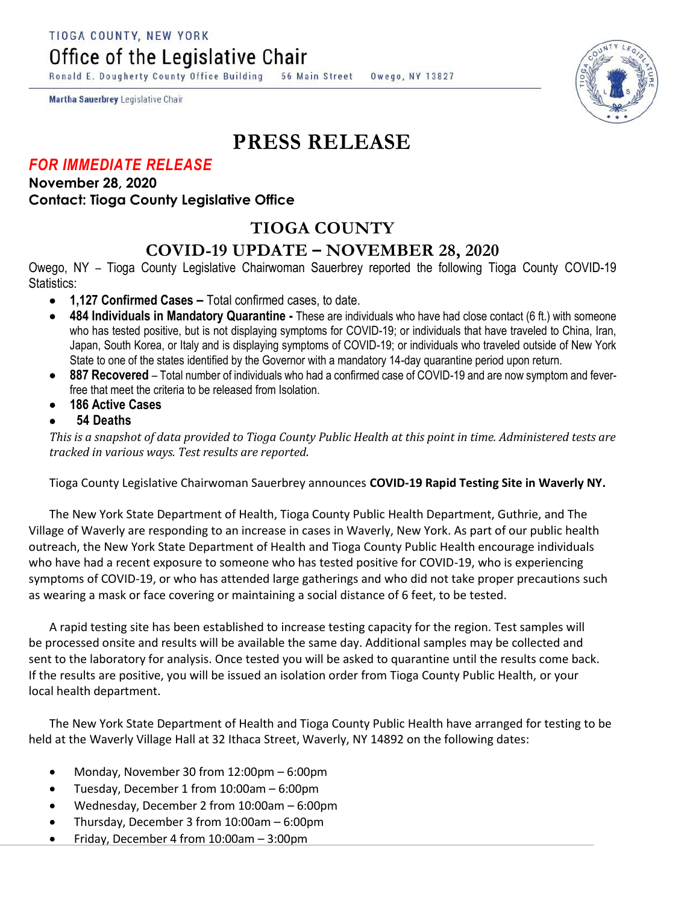TIOGA COUNTY, NEW YORK

Office of the Legislative Chair

Ronald E. Dougherty County Office Building 56 Main Street Owego, NY 13827

**Martha Sauerbrey** Legislative Chair

# PRESS RELEASE

***FOR IMMEDIATE RELEASE***

**November 28, 2020**

**Contact: Tioga County Legislative Office**

## TIOGA COUNTY

## COVID-19 UPDATE – NOVEMBER 28, 2020

Owego, NY – Tioga County Legislative Chairwoman Sauerbrey reported the following Tioga County COVID-19 Statistics:

- **1,127 Confirmed Cases –** Total confirmed cases, to date.
- **484 Individuals in Mandatory Quarantine -** These are individuals who have had close contact (6 ft.) with someone who has tested positive, but is not displaying symptoms for COVID-19; or individuals that have traveled to China, Iran, Japan, South Korea, or Italy and is displaying symptoms of COVID-19; or individuals who traveled outside of New York State to one of the states identified by the Governor with a mandatory 14-day quarantine period upon return.
- **887 Recovered** – Total number of individuals who had a confirmed case of COVID-19 and are now symptom and fever-free that meet the criteria to be released from Isolation.
- **186 Active Cases**
- **54 Deaths**

*This is a snapshot of data provided to Tioga County Public Health at this point in time. Administered tests are tracked in various ways. Test results are reported.*

Tioga County Legislative Chairwoman Sauerbrey announces **COVID-19 Rapid Testing Site in Waverly NY.**

The New York State Department of Health, Tioga County Public Health Department, Guthrie, and The Village of Waverly are responding to an increase in cases in Waverly, New York. As part of our public health outreach, the New York State Department of Health and Tioga County Public Health encourage individuals who have had a recent exposure to someone who has tested positive for COVID-19, who is experiencing symptoms of COVID-19, or who has attended large gatherings and who did not take proper precautions such as wearing a mask or face covering or maintaining a social distance of 6 feet, to be tested.

A rapid testing site has been established to increase testing capacity for the region. Test samples will be processed onsite and results will be available the same day. Additional samples may be collected and sent to the laboratory for analysis. Once tested you will be asked to quarantine until the results come back. If the results are positive, you will be issued an isolation order from Tioga County Public Health, or your local health department.

The New York State Department of Health and Tioga County Public Health have arranged for testing to be held at the Waverly Village Hall at 32 Ithaca Street, Waverly, NY 14892 on the following dates:

- Monday, November 30 from 12:00pm – 6:00pm
- Tuesday, December 1 from 10:00am – 6:00pm
- Wednesday, December 2 from 10:00am – 6:00pm
- Thursday, December 3 from 10:00am – 6:00pm
- Friday, December 4 from 10:00am – 3:00pm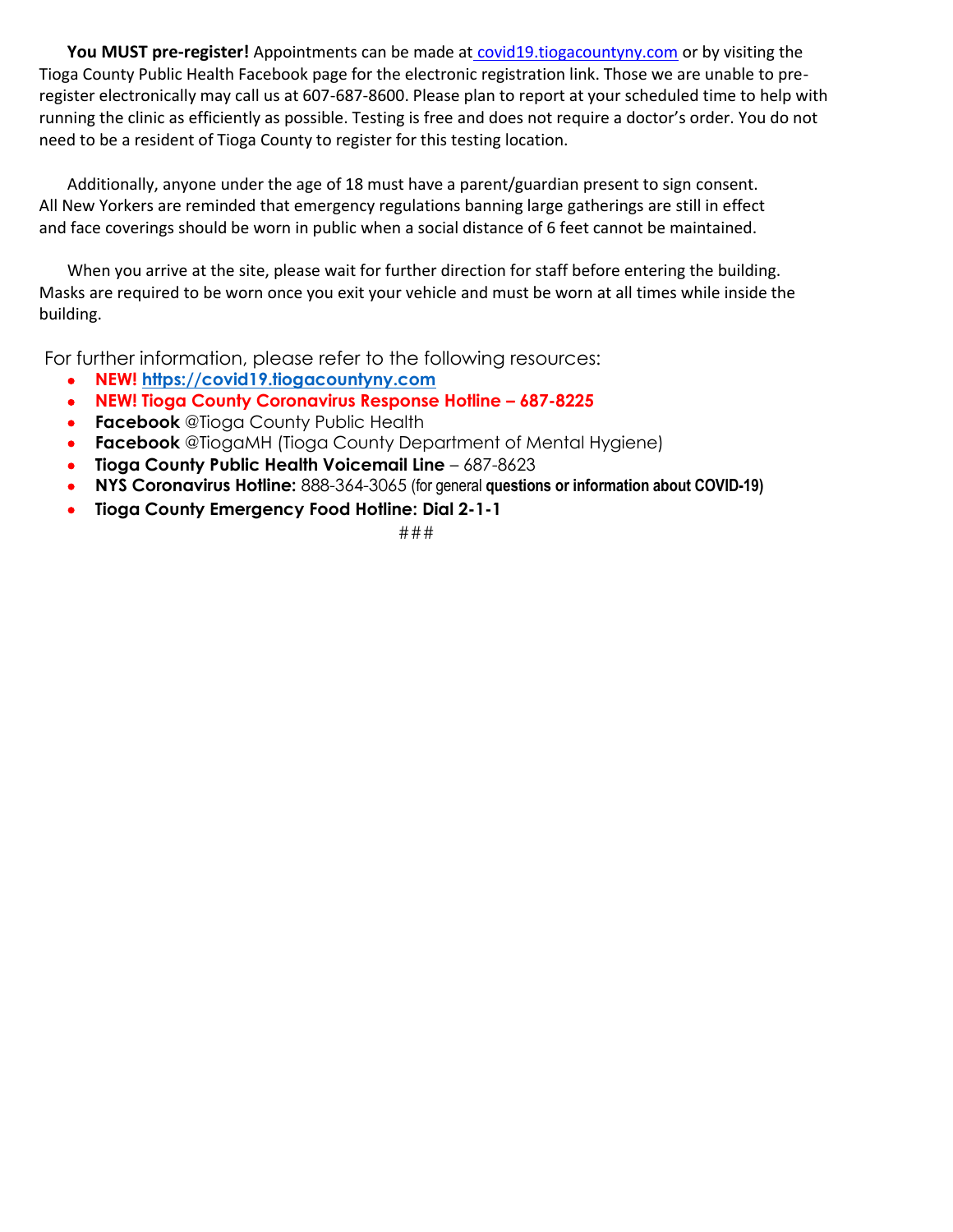**You MUST pre-register!** Appointments can be made at [covid19.tiogacountyny.com](covid19.tiogacountyny.com) or by visiting the Tioga County Public Health Facebook page for the electronic registration link. Those we are unable to pre-register electronically may call us at 607-687-8600. Please plan to report at your scheduled time to help with running the clinic as efficiently as possible. Testing is free and does not require a doctor's order. You do not need to be a resident of Tioga County to register for this testing location.

Additionally, anyone under the age of 18 must have a parent/guardian present to sign consent. All New Yorkers are reminded that emergency regulations banning large gatherings are still in effect and face coverings should be worn in public when a social distance of 6 feet cannot be maintained.

When you arrive at the site, please wait for further direction for staff before entering the building. Masks are required to be worn once you exit your vehicle and must be worn at all times while inside the building.

For further information, please refer to the following resources:

- **NEW! [https://covid19.tiogacountyny.com](https://covid19.tiogacountyny.com)**
- **NEW! Tioga County Coronavirus Response Hotline – 687-8225**
- **Facebook** @Tioga County Public Health
- **Facebook** @TiogaMH (Tioga County Department of Mental Hygiene)
- **Tioga County Public Health Voicemail Line** – 687-8623
- **NYS Coronavirus Hotline:** 888-364-3065 (for general **questions or information about COVID-19)**
- **Tioga County Emergency Food Hotline: Dial 2-1-1**

###